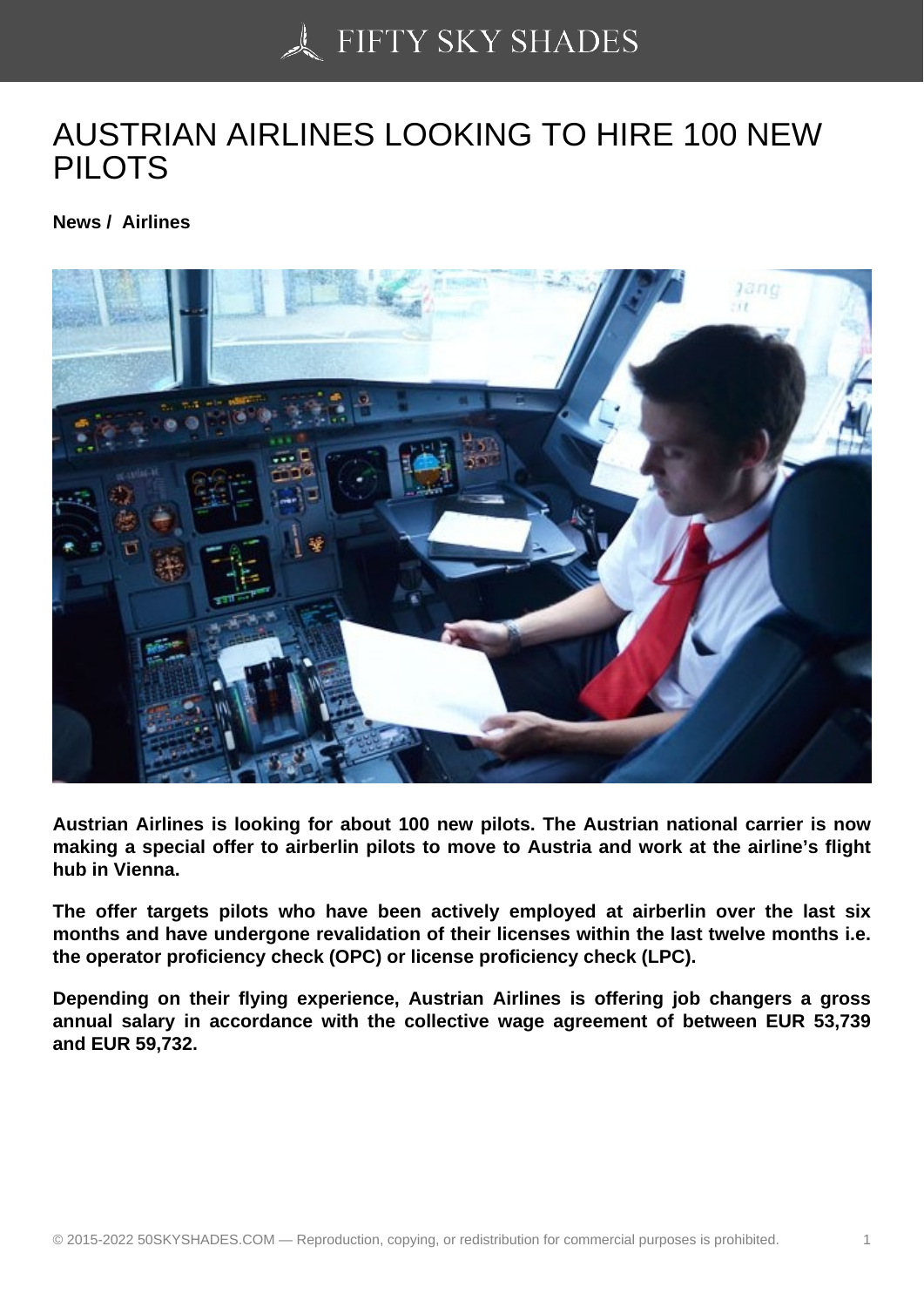# AUSTRIAN AIRLINES LOOKING TO HIRE 100 NEW PILOTS

**News / Airlines**

**Austrian Airlines is looking for about 100 new pilots. The Austrian national carrier is now making a special offer to airberlin pilots to move to Austria and work at the airline's flight hub in Vienna.**

**The offer targets pilots who have been actively employed at airberlin over the last six months and have undergone revalidation of their licenses within the last twelve months i.e. the operator proficiency check (OPC) or license proficiency check (LPC).**

**Depending on their flying experience, Austrian Airlines is offering job changers a gross annual salary in accordance with the collective wage agreement of between EUR 53,739 and EUR 59,732.**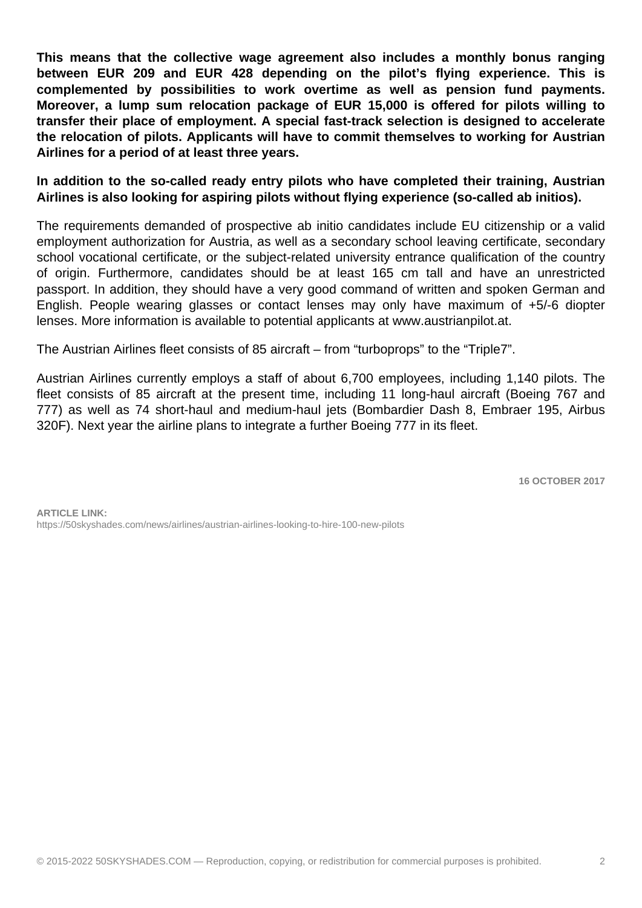**This means that the collective wage agreement also includes a monthly bonus ranging between EUR 209 and EUR 428 depending on the pilot's flying experience. This is complemented by possibilities to work overtime as well as pension fund payments. Moreover, a lump sum relocation package of EUR 15,000 is offered for pilots willing to transfer their place of employment. A special fast-track selection is designed to accelerate the relocation of pilots. Applicants will have to commit themselves to working for Austrian Airlines for a period of at least three years.**

**In addition to the so-called ready entry pilots who have completed their training, Austrian Airlines is also looking for aspiring pilots without flying experience (so-called ab initios).**

The requirements demanded of prospective ab initio candidates include EU citizenship or a valid employment authorization for Austria, as well as a secondary school leaving certificate, secondary school vocational certificate, or the subject-related university entrance qualification of the country of origin. Furthermore, candidates should be at least 165 cm tall and have an unrestricted passport. In addition, they should have a very good command of written and spoken German and English. People wearing glasses or contact lenses may only have maximum of +5/-6 diopter lenses. More information is available to potential applicants at www.austrianpilot.at.

The Austrian Airlines fleet consists of 85 aircraft – from "turboprops" to the "Triple7".

Austrian Airlines currently employs a staff of about 6,700 employees, including 1,140 pilots. The fleet consists of 85 aircraft at the present time, including 11 long-haul aircraft (Boeing 767 and 777) as well as 74 short-haul and medium-haul jets (Bombardier Dash 8, Embraer 195, Airbus 320F). Next year the airline plans to integrate a further Boeing 777 in its fleet.

**16 OCTOBER 2017**

**ARTICLE LINK:**
https://50skyshades.com/news/airlines/austrian-airlines-looking-to-hire-100-new-pilots